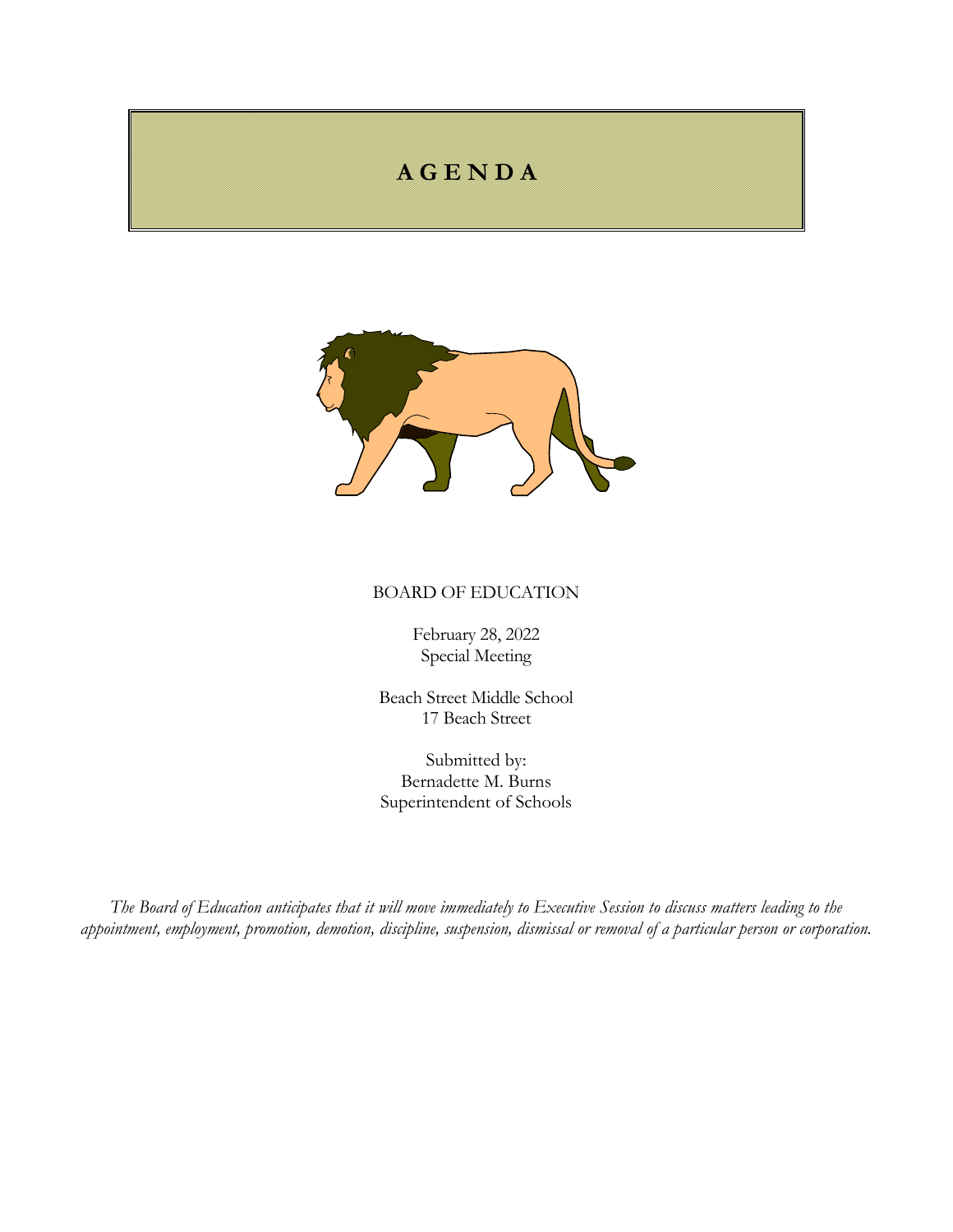# A G E N D A

BOARD OF EDUCATION

February 28, 2022
Special Meeting

Beach Street Middle School
17 Beach Street

Submitted by:
Bernadette M. Burns
Superintendent of Schools

*The Board of Education anticipates that it will move immediately to Executive Session to discuss matters leading to the appointment, employment, promotion, demotion, discipline, suspension, dismissal or removal of a particular person or corporation.*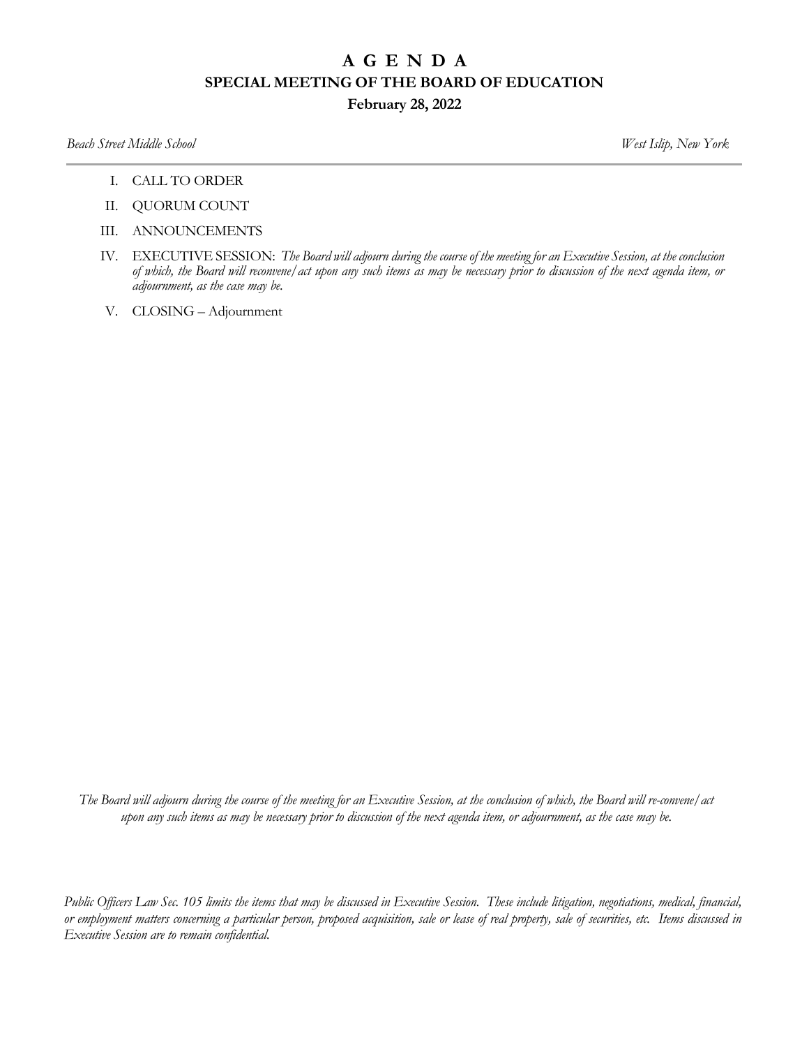# A G E N D A

## SPECIAL MEETING OF THE BOARD OF EDUCATION

### February 28, 2022

*Beach Street Middle School* *West Islip, New York*

---

I. CALL TO ORDER

II. QUORUM COUNT

III. ANNOUNCEMENTS

IV. EXECUTIVE SESSION: *The Board will adjourn during the course of the meeting for an Executive Session, at the conclusion of which, the Board will reconvene/act upon any such items as may be necessary prior to discussion of the next agenda item, or adjournment, as the case may be.*

V. CLOSING – Adjournment

*The Board will adjourn during the course of the meeting for an Executive Session, at the conclusion of which, the Board will re-convene/act upon any such items as may be necessary prior to discussion of the next agenda item, or adjournment, as the case may be.*

*Public Officers Law Sec. 105 limits the items that may be discussed in Executive Session. These include litigation, negotiations, medical, financial, or employment matters concerning a particular person, proposed acquisition, sale or lease of real property, sale of securities, etc. Items discussed in Executive Session are to remain confidential.*